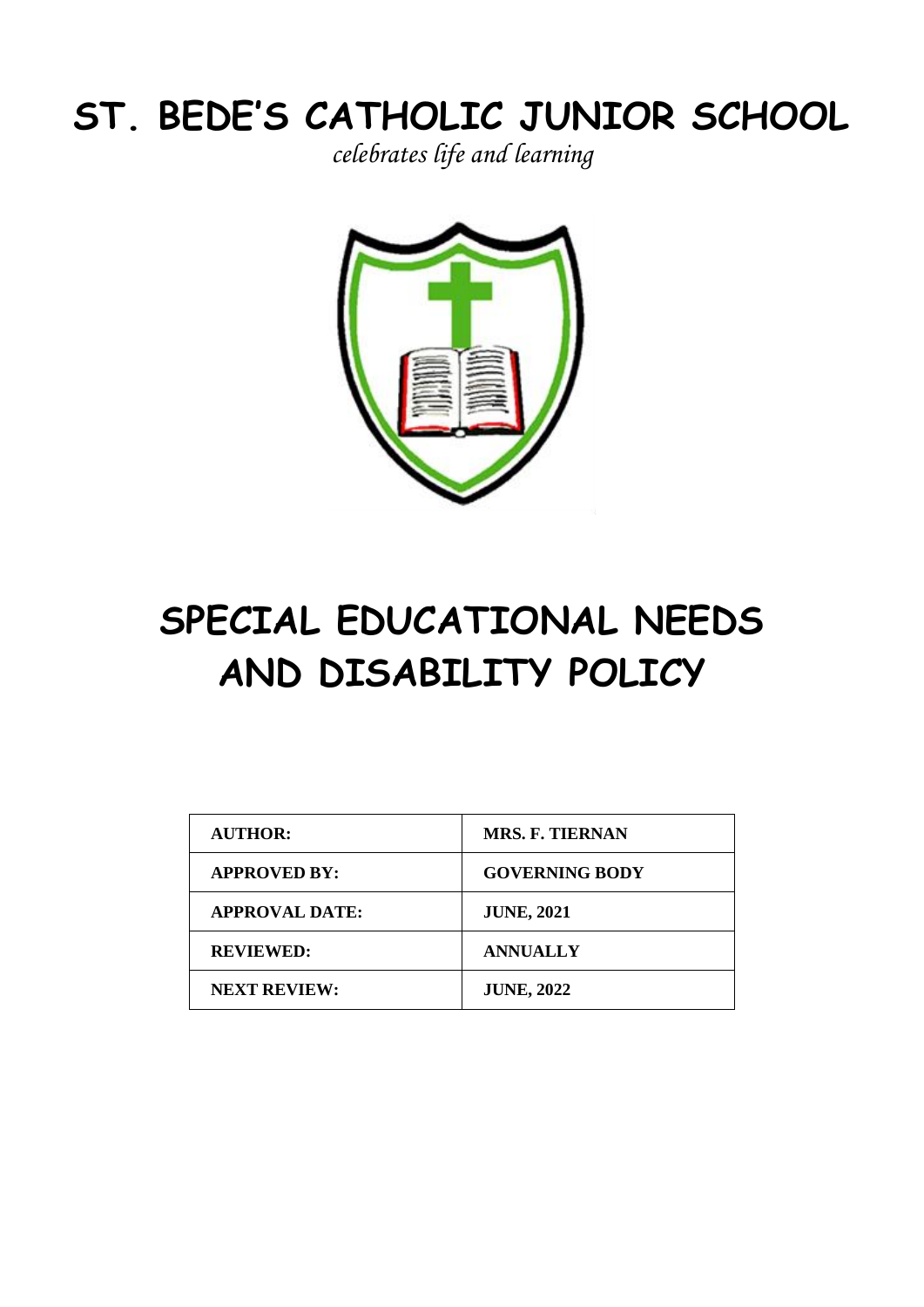# ST. BEDE'S CATHOLIC JUNIOR SCHOOL

*celebrates life and learning*

# SPECIAL EDUCATIONAL NEEDS AND DISABILITY POLICY

| **AUTHOR:** | **MRS. F. TIERNAN** |
|---|---|
| **APPROVED BY:** | **GOVERNING BODY** |
| **APPROVAL DATE:** | **JUNE, 2021** |
| **REVIEWED:** | **ANNUALLY** |
| **NEXT REVIEW:** | **JUNE, 2022** |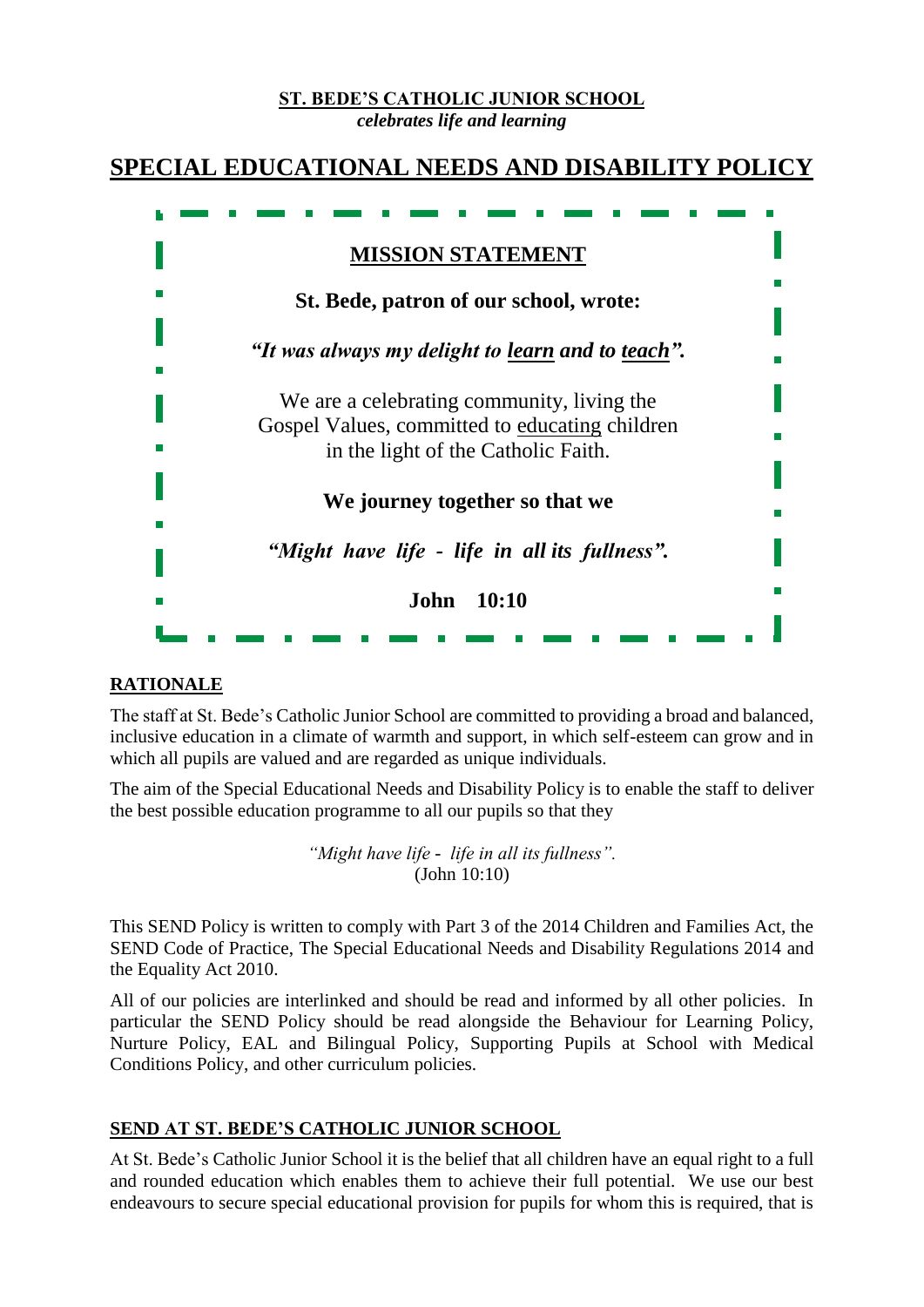**ST. BEDE'S CATHOLIC JUNIOR SCHOOL**
*celebrates life and learning*

# SPECIAL EDUCATIONAL NEEDS AND DISABILITY POLICY

**MISSION STATEMENT**

**St. Bede, patron of our school, wrote:**

***"It was always my delight to learn and to teach".***

We are a celebrating community, living the Gospel Values, committed to educating children in the light of the Catholic Faith.

**We journey together so that we**

***"Might have life - life in all its fullness".***

**John 10:10**

## RATIONALE

The staff at St. Bede's Catholic Junior School are committed to providing a broad and balanced, inclusive education in a climate of warmth and support, in which self-esteem can grow and in which all pupils are valued and are regarded as unique individuals.

The aim of the Special Educational Needs and Disability Policy is to enable the staff to deliver the best possible education programme to all our pupils so that they

*"Might have life - life in all its fullness".*
(John 10:10)

This SEND Policy is written to comply with Part 3 of the 2014 Children and Families Act, the SEND Code of Practice, The Special Educational Needs and Disability Regulations 2014 and the Equality Act 2010.

All of our policies are interlinked and should be read and informed by all other policies. In particular the SEND Policy should be read alongside the Behaviour for Learning Policy, Nurture Policy, EAL and Bilingual Policy, Supporting Pupils at School with Medical Conditions Policy, and other curriculum policies.

## SEND AT ST. BEDE'S CATHOLIC JUNIOR SCHOOL

At St. Bede's Catholic Junior School it is the belief that all children have an equal right to a full and rounded education which enables them to achieve their full potential. We use our best endeavours to secure special educational provision for pupils for whom this is required, that is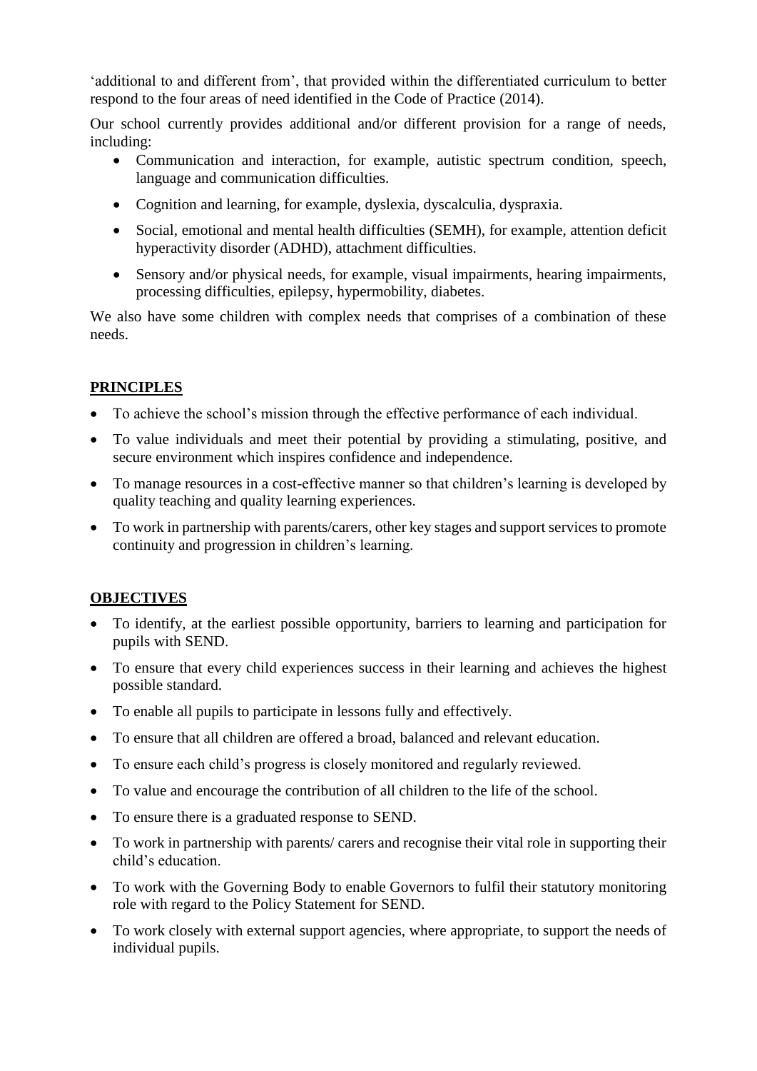'additional to and different from', that provided within the differentiated curriculum to better respond to the four areas of need identified in the Code of Practice (2014).

Our school currently provides additional and/or different provision for a range of needs, including:

- Communication and interaction, for example, autistic spectrum condition, speech, language and communication difficulties.
- Cognition and learning, for example, dyslexia, dyscalculia, dyspraxia.
- Social, emotional and mental health difficulties (SEMH), for example, attention deficit hyperactivity disorder (ADHD), attachment difficulties.
- Sensory and/or physical needs, for example, visual impairments, hearing impairments, processing difficulties, epilepsy, hypermobility, diabetes.

We also have some children with complex needs that comprises of a combination of these needs.

## PRINCIPLES

- To achieve the school's mission through the effective performance of each individual.
- To value individuals and meet their potential by providing a stimulating, positive, and secure environment which inspires confidence and independence.
- To manage resources in a cost-effective manner so that children's learning is developed by quality teaching and quality learning experiences.
- To work in partnership with parents/carers, other key stages and support services to promote continuity and progression in children's learning.

## OBJECTIVES

- To identify, at the earliest possible opportunity, barriers to learning and participation for pupils with SEND.
- To ensure that every child experiences success in their learning and achieves the highest possible standard.
- To enable all pupils to participate in lessons fully and effectively.
- To ensure that all children are offered a broad, balanced and relevant education.
- To ensure each child's progress is closely monitored and regularly reviewed.
- To value and encourage the contribution of all children to the life of the school.
- To ensure there is a graduated response to SEND.
- To work in partnership with parents/ carers and recognise their vital role in supporting their child's education.
- To work with the Governing Body to enable Governors to fulfil their statutory monitoring role with regard to the Policy Statement for SEND.
- To work closely with external support agencies, where appropriate, to support the needs of individual pupils.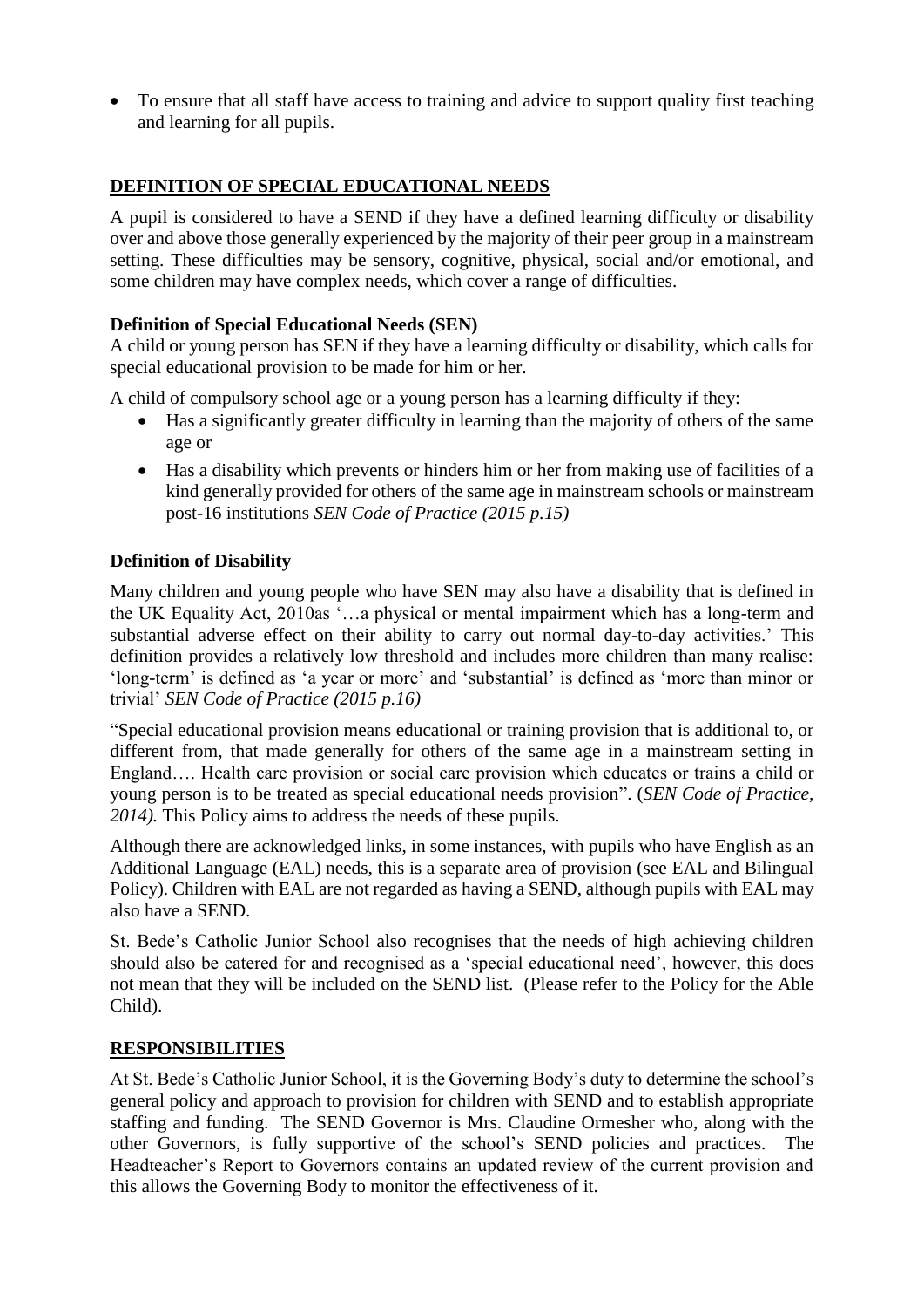- To ensure that all staff have access to training and advice to support quality first teaching and learning for all pupils.

## DEFINITION OF SPECIAL EDUCATIONAL NEEDS

A pupil is considered to have a SEND if they have a defined learning difficulty or disability over and above those generally experienced by the majority of their peer group in a mainstream setting. These difficulties may be sensory, cognitive, physical, social and/or emotional, and some children may have complex needs, which cover a range of difficulties.

### Definition of Special Educational Needs (SEN)

A child or young person has SEN if they have a learning difficulty or disability, which calls for special educational provision to be made for him or her.

A child of compulsory school age or a young person has a learning difficulty if they:

- Has a significantly greater difficulty in learning than the majority of others of the same age or
- Has a disability which prevents or hinders him or her from making use of facilities of a kind generally provided for others of the same age in mainstream schools or mainstream post-16 institutions *SEN Code of Practice (2015 p.15)*

### Definition of Disability

Many children and young people who have SEN may also have a disability that is defined in the UK Equality Act, 2010as '…a physical or mental impairment which has a long-term and substantial adverse effect on their ability to carry out normal day-to-day activities.' This definition provides a relatively low threshold and includes more children than many realise: 'long-term' is defined as 'a year or more' and 'substantial' is defined as 'more than minor or trivial' *SEN Code of Practice (2015 p.16)*

"Special educational provision means educational or training provision that is additional to, or different from, that made generally for others of the same age in a mainstream setting in England…. Health care provision or social care provision which educates or trains a child or young person is to be treated as special educational needs provision". (*SEN Code of Practice, 2014).* This Policy aims to address the needs of these pupils.

Although there are acknowledged links, in some instances, with pupils who have English as an Additional Language (EAL) needs, this is a separate area of provision (see EAL and Bilingual Policy). Children with EAL are not regarded as having a SEND, although pupils with EAL may also have a SEND.

St. Bede's Catholic Junior School also recognises that the needs of high achieving children should also be catered for and recognised as a 'special educational need', however, this does not mean that they will be included on the SEND list. (Please refer to the Policy for the Able Child).

## RESPONSIBILITIES

At St. Bede's Catholic Junior School, it is the Governing Body's duty to determine the school's general policy and approach to provision for children with SEND and to establish appropriate staffing and funding. The SEND Governor is Mrs. Claudine Ormesher who, along with the other Governors, is fully supportive of the school's SEND policies and practices. The Headteacher's Report to Governors contains an updated review of the current provision and this allows the Governing Body to monitor the effectiveness of it.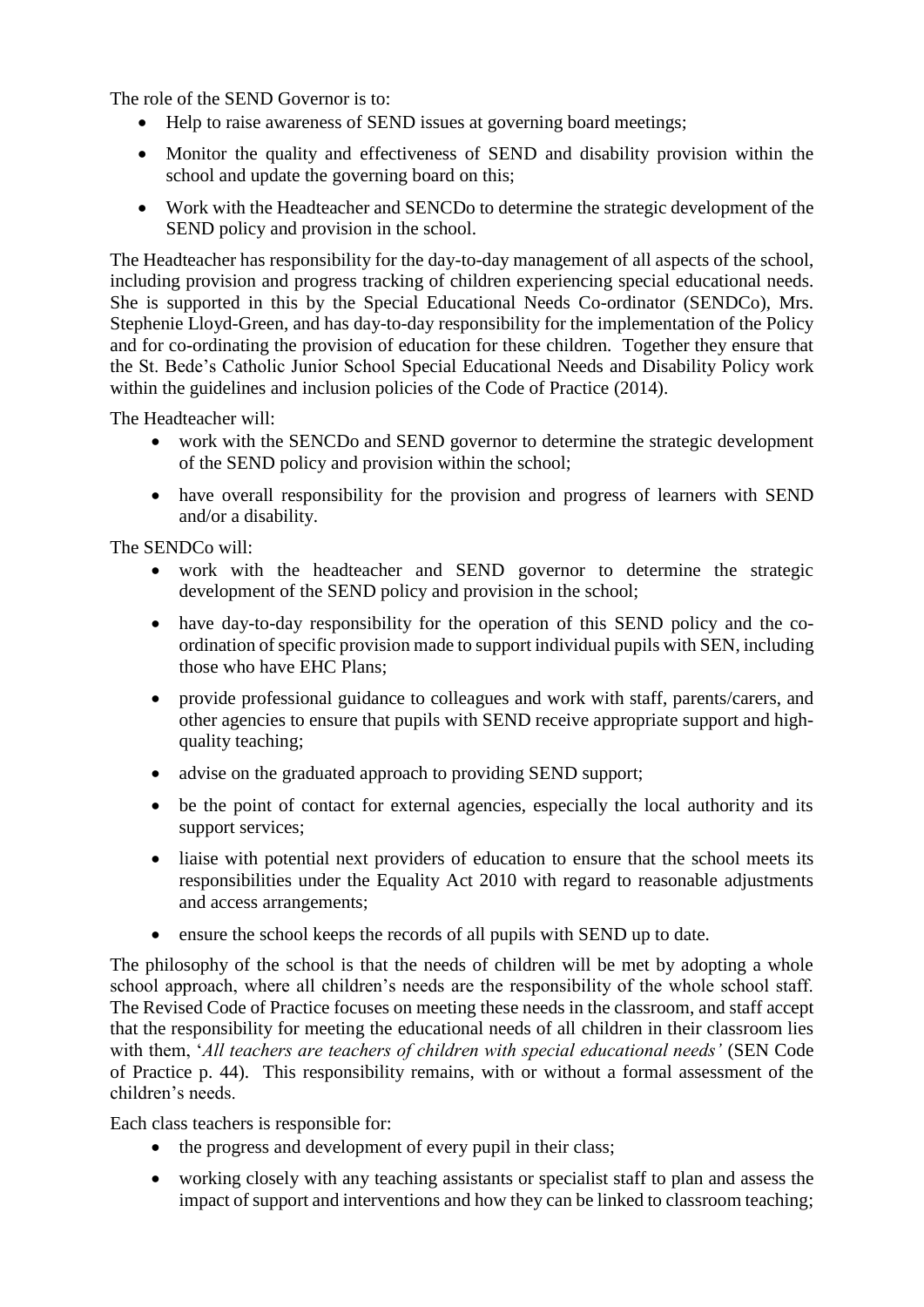The role of the SEND Governor is to:

- Help to raise awareness of SEND issues at governing board meetings;
- Monitor the quality and effectiveness of SEND and disability provision within the school and update the governing board on this;
- Work with the Headteacher and SENCDo to determine the strategic development of the SEND policy and provision in the school.

The Headteacher has responsibility for the day-to-day management of all aspects of the school, including provision and progress tracking of children experiencing special educational needs. She is supported in this by the Special Educational Needs Co-ordinator (SENDCo), Mrs. Stephenie Lloyd-Green, and has day-to-day responsibility for the implementation of the Policy and for co-ordinating the provision of education for these children. Together they ensure that the St. Bede's Catholic Junior School Special Educational Needs and Disability Policy work within the guidelines and inclusion policies of the Code of Practice (2014).

The Headteacher will:

- work with the SENCDo and SEND governor to determine the strategic development of the SEND policy and provision within the school;
- have overall responsibility for the provision and progress of learners with SEND and/or a disability.

The SENDCo will:

- work with the headteacher and SEND governor to determine the strategic development of the SEND policy and provision in the school;
- have day-to-day responsibility for the operation of this SEND policy and the co-ordination of specific provision made to support individual pupils with SEN, including those who have EHC Plans;
- provide professional guidance to colleagues and work with staff, parents/carers, and other agencies to ensure that pupils with SEND receive appropriate support and high-quality teaching;
- advise on the graduated approach to providing SEND support;
- be the point of contact for external agencies, especially the local authority and its support services;
- liaise with potential next providers of education to ensure that the school meets its responsibilities under the Equality Act 2010 with regard to reasonable adjustments and access arrangements;
- ensure the school keeps the records of all pupils with SEND up to date.

The philosophy of the school is that the needs of children will be met by adopting a whole school approach, where all children's needs are the responsibility of the whole school staff. The Revised Code of Practice focuses on meeting these needs in the classroom, and staff accept that the responsibility for meeting the educational needs of all children in their classroom lies with them, '*All teachers are teachers of children with special educational needs'* (SEN Code of Practice p. 44). This responsibility remains, with or without a formal assessment of the children's needs.

Each class teachers is responsible for:

- the progress and development of every pupil in their class;
- working closely with any teaching assistants or specialist staff to plan and assess the impact of support and interventions and how they can be linked to classroom teaching;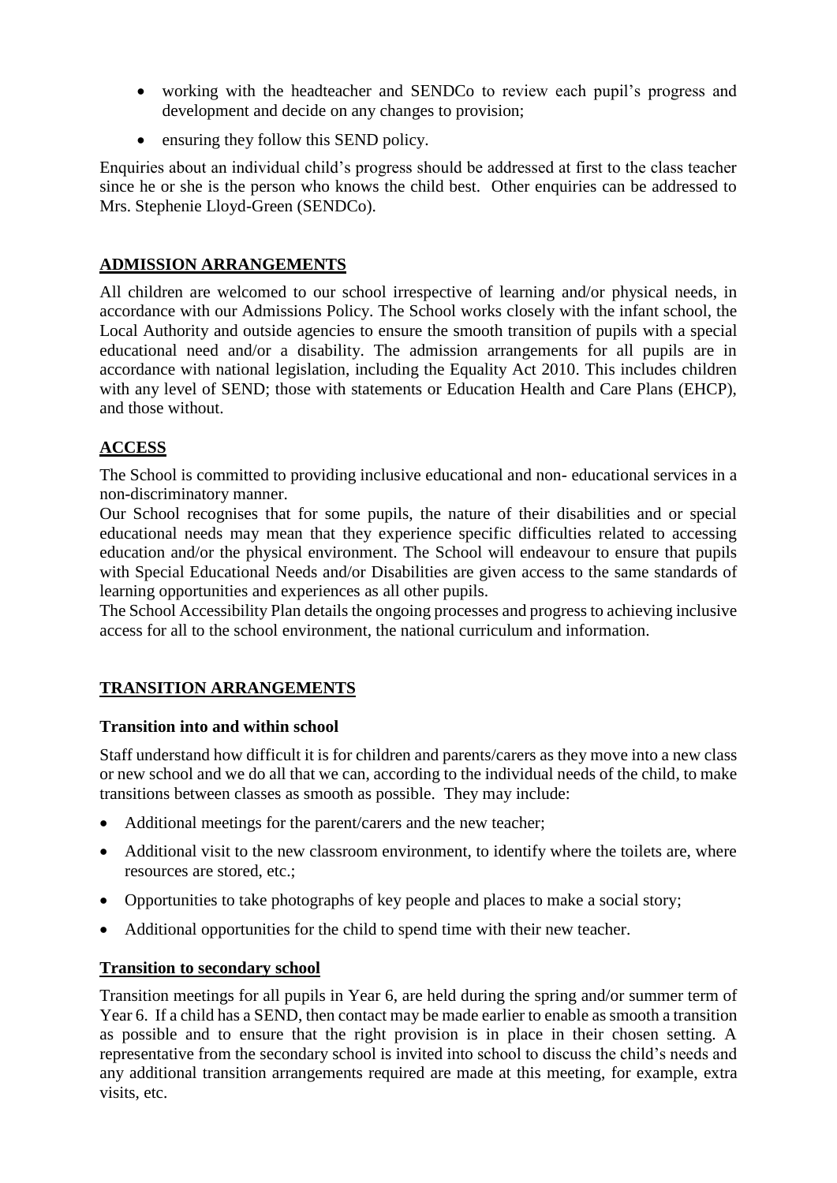- working with the headteacher and SENDCo to review each pupil's progress and development and decide on any changes to provision;
- ensuring they follow this SEND policy.

Enquiries about an individual child's progress should be addressed at first to the class teacher since he or she is the person who knows the child best. Other enquiries can be addressed to Mrs. Stephenie Lloyd-Green (SENDCo).

## ADMISSION ARRANGEMENTS

All children are welcomed to our school irrespective of learning and/or physical needs, in accordance with our Admissions Policy. The School works closely with the infant school, the Local Authority and outside agencies to ensure the smooth transition of pupils with a special educational need and/or a disability. The admission arrangements for all pupils are in accordance with national legislation, including the Equality Act 2010. This includes children with any level of SEND; those with statements or Education Health and Care Plans (EHCP), and those without.

## ACCESS

The School is committed to providing inclusive educational and non- educational services in a non-discriminatory manner.

Our School recognises that for some pupils, the nature of their disabilities and or special educational needs may mean that they experience specific difficulties related to accessing education and/or the physical environment. The School will endeavour to ensure that pupils with Special Educational Needs and/or Disabilities are given access to the same standards of learning opportunities and experiences as all other pupils.

The School Accessibility Plan details the ongoing processes and progress to achieving inclusive access for all to the school environment, the national curriculum and information.

## TRANSITION ARRANGEMENTS

### Transition into and within school

Staff understand how difficult it is for children and parents/carers as they move into a new class or new school and we do all that we can, according to the individual needs of the child, to make transitions between classes as smooth as possible. They may include:

- Additional meetings for the parent/carers and the new teacher;
- Additional visit to the new classroom environment, to identify where the toilets are, where resources are stored, etc.;
- Opportunities to take photographs of key people and places to make a social story;
- Additional opportunities for the child to spend time with their new teacher.

### Transition to secondary school

Transition meetings for all pupils in Year 6, are held during the spring and/or summer term of Year 6. If a child has a SEND, then contact may be made earlier to enable as smooth a transition as possible and to ensure that the right provision is in place in their chosen setting. A representative from the secondary school is invited into school to discuss the child's needs and any additional transition arrangements required are made at this meeting, for example, extra visits, etc.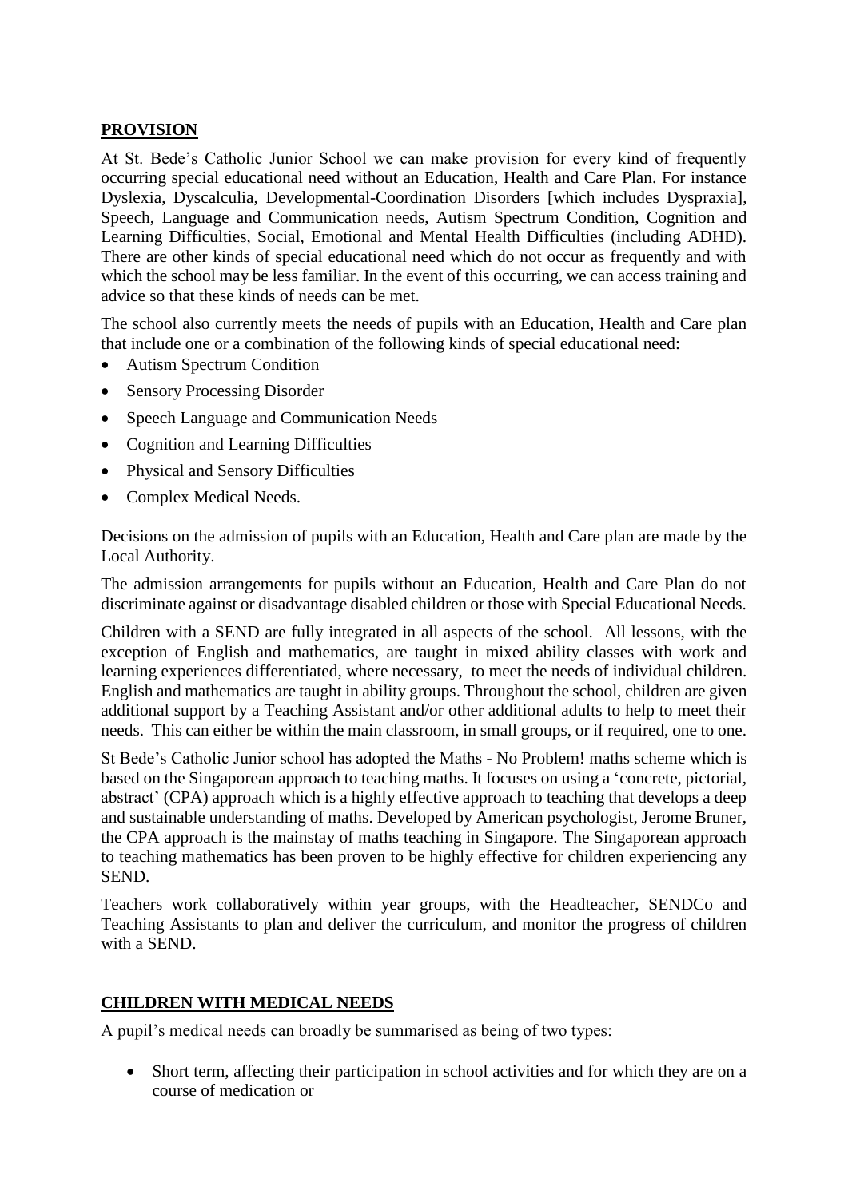## PROVISION

At St. Bede's Catholic Junior School we can make provision for every kind of frequently occurring special educational need without an Education, Health and Care Plan. For instance Dyslexia, Dyscalculia, Developmental-Coordination Disorders [which includes Dyspraxia], Speech, Language and Communication needs, Autism Spectrum Condition, Cognition and Learning Difficulties, Social, Emotional and Mental Health Difficulties (including ADHD). There are other kinds of special educational need which do not occur as frequently and with which the school may be less familiar. In the event of this occurring, we can access training and advice so that these kinds of needs can be met.

The school also currently meets the needs of pupils with an Education, Health and Care plan that include one or a combination of the following kinds of special educational need:

- Autism Spectrum Condition
- Sensory Processing Disorder
- Speech Language and Communication Needs
- Cognition and Learning Difficulties
- Physical and Sensory Difficulties
- Complex Medical Needs.

Decisions on the admission of pupils with an Education, Health and Care plan are made by the Local Authority.

The admission arrangements for pupils without an Education, Health and Care Plan do not discriminate against or disadvantage disabled children or those with Special Educational Needs.

Children with a SEND are fully integrated in all aspects of the school. All lessons, with the exception of English and mathematics, are taught in mixed ability classes with work and learning experiences differentiated, where necessary, to meet the needs of individual children. English and mathematics are taught in ability groups. Throughout the school, children are given additional support by a Teaching Assistant and/or other additional adults to help to meet their needs. This can either be within the main classroom, in small groups, or if required, one to one.

St Bede's Catholic Junior school has adopted the Maths - No Problem! maths scheme which is based on the Singaporean approach to teaching maths. It focuses on using a 'concrete, pictorial, abstract' (CPA) approach which is a highly effective approach to teaching that develops a deep and sustainable understanding of maths. Developed by American psychologist, Jerome Bruner, the CPA approach is the mainstay of maths teaching in Singapore. The Singaporean approach to teaching mathematics has been proven to be highly effective for children experiencing any SEND.

Teachers work collaboratively within year groups, with the Headteacher, SENDCo and Teaching Assistants to plan and deliver the curriculum, and monitor the progress of children with a SEND.

## CHILDREN WITH MEDICAL NEEDS

A pupil's medical needs can broadly be summarised as being of two types:

- Short term, affecting their participation in school activities and for which they are on a course of medication or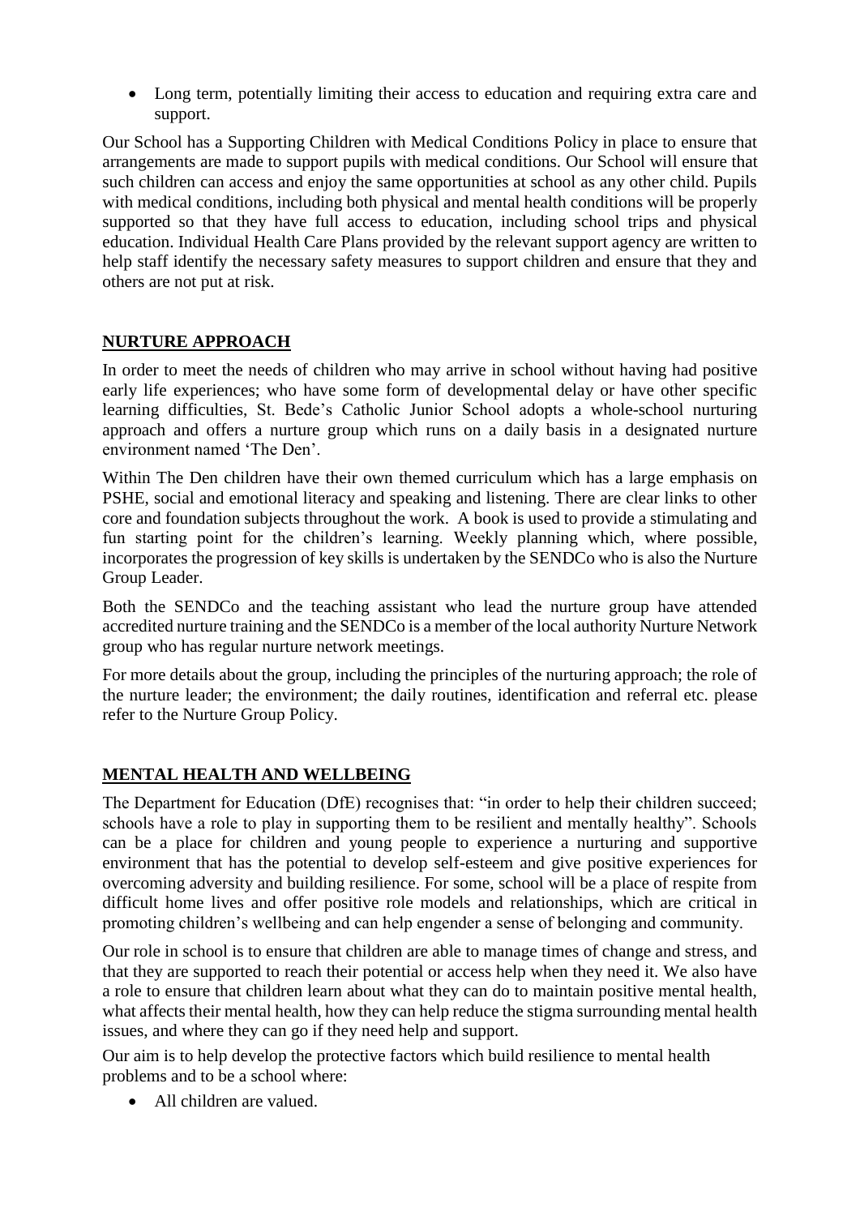- Long term, potentially limiting their access to education and requiring extra care and support.

Our School has a Supporting Children with Medical Conditions Policy in place to ensure that arrangements are made to support pupils with medical conditions. Our School will ensure that such children can access and enjoy the same opportunities at school as any other child. Pupils with medical conditions, including both physical and mental health conditions will be properly supported so that they have full access to education, including school trips and physical education. Individual Health Care Plans provided by the relevant support agency are written to help staff identify the necessary safety measures to support children and ensure that they and others are not put at risk.

## NURTURE APPROACH

In order to meet the needs of children who may arrive in school without having had positive early life experiences; who have some form of developmental delay or have other specific learning difficulties, St. Bede's Catholic Junior School adopts a whole-school nurturing approach and offers a nurture group which runs on a daily basis in a designated nurture environment named 'The Den'.

Within The Den children have their own themed curriculum which has a large emphasis on PSHE, social and emotional literacy and speaking and listening. There are clear links to other core and foundation subjects throughout the work. A book is used to provide a stimulating and fun starting point for the children's learning. Weekly planning which, where possible, incorporates the progression of key skills is undertaken by the SENDCo who is also the Nurture Group Leader.

Both the SENDCo and the teaching assistant who lead the nurture group have attended accredited nurture training and the SENDCo is a member of the local authority Nurture Network group who has regular nurture network meetings.

For more details about the group, including the principles of the nurturing approach; the role of the nurture leader; the environment; the daily routines, identification and referral etc. please refer to the Nurture Group Policy.

## MENTAL HEALTH AND WELLBEING

The Department for Education (DfE) recognises that: "in order to help their children succeed; schools have a role to play in supporting them to be resilient and mentally healthy". Schools can be a place for children and young people to experience a nurturing and supportive environment that has the potential to develop self-esteem and give positive experiences for overcoming adversity and building resilience. For some, school will be a place of respite from difficult home lives and offer positive role models and relationships, which are critical in promoting children's wellbeing and can help engender a sense of belonging and community.

Our role in school is to ensure that children are able to manage times of change and stress, and that they are supported to reach their potential or access help when they need it. We also have a role to ensure that children learn about what they can do to maintain positive mental health, what affects their mental health, how they can help reduce the stigma surrounding mental health issues, and where they can go if they need help and support.

Our aim is to help develop the protective factors which build resilience to mental health problems and to be a school where:

- All children are valued.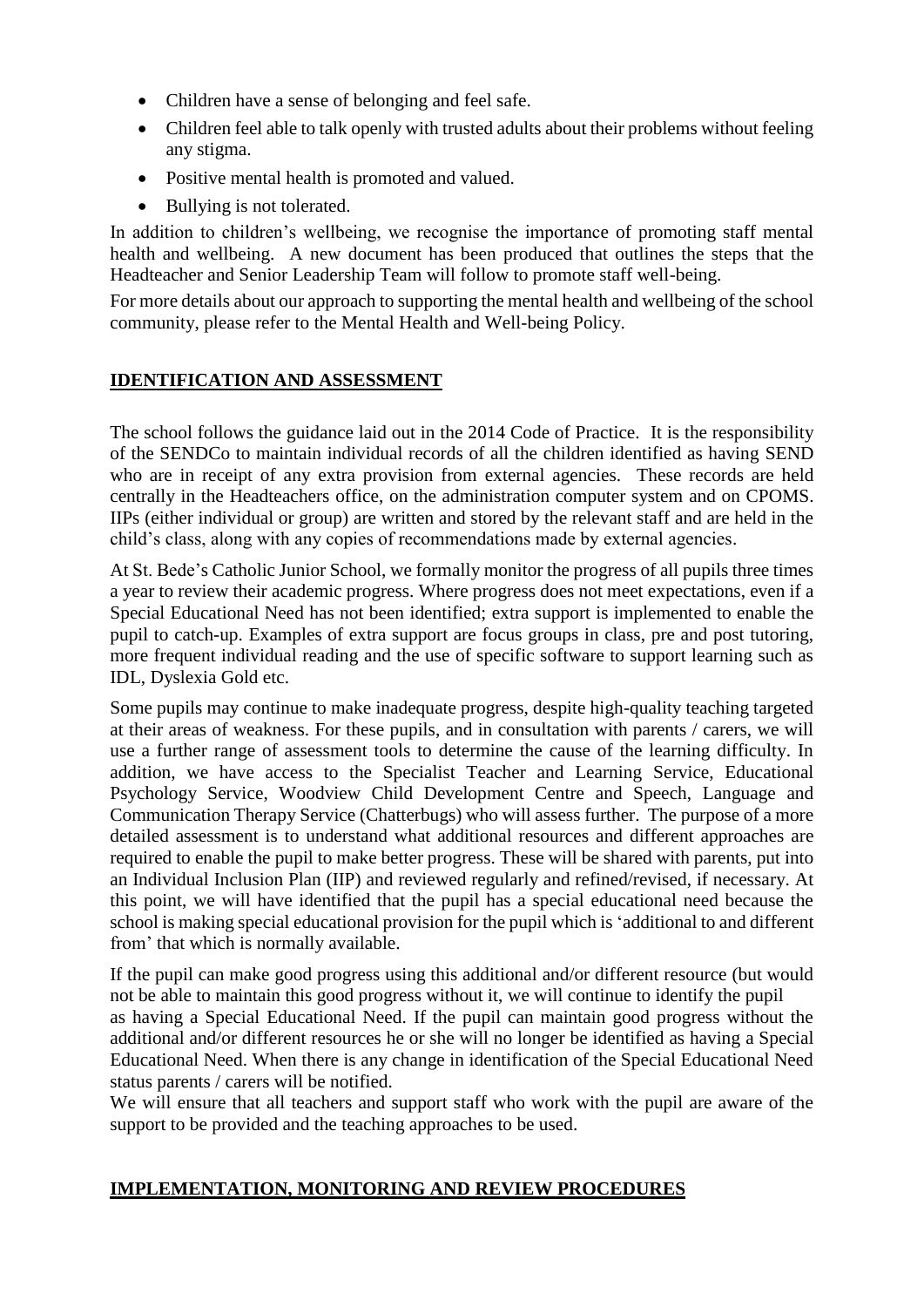- Children have a sense of belonging and feel safe.
- Children feel able to talk openly with trusted adults about their problems without feeling any stigma.
- Positive mental health is promoted and valued.
- Bullying is not tolerated.

In addition to children's wellbeing, we recognise the importance of promoting staff mental health and wellbeing. A new document has been produced that outlines the steps that the Headteacher and Senior Leadership Team will follow to promote staff well-being.

For more details about our approach to supporting the mental health and wellbeing of the school community, please refer to the Mental Health and Well-being Policy.

## IDENTIFICATION AND ASSESSMENT

The school follows the guidance laid out in the 2014 Code of Practice. It is the responsibility of the SENDCo to maintain individual records of all the children identified as having SEND who are in receipt of any extra provision from external agencies. These records are held centrally in the Headteachers office, on the administration computer system and on CPOMS. IIPs (either individual or group) are written and stored by the relevant staff and are held in the child's class, along with any copies of recommendations made by external agencies.

At St. Bede's Catholic Junior School, we formally monitor the progress of all pupils three times a year to review their academic progress. Where progress does not meet expectations, even if a Special Educational Need has not been identified; extra support is implemented to enable the pupil to catch-up. Examples of extra support are focus groups in class, pre and post tutoring, more frequent individual reading and the use of specific software to support learning such as IDL, Dyslexia Gold etc.

Some pupils may continue to make inadequate progress, despite high-quality teaching targeted at their areas of weakness. For these pupils, and in consultation with parents / carers, we will use a further range of assessment tools to determine the cause of the learning difficulty. In addition, we have access to the Specialist Teacher and Learning Service, Educational Psychology Service, Woodview Child Development Centre and Speech, Language and Communication Therapy Service (Chatterbugs) who will assess further. The purpose of a more detailed assessment is to understand what additional resources and different approaches are required to enable the pupil to make better progress. These will be shared with parents, put into an Individual Inclusion Plan (IIP) and reviewed regularly and refined/revised, if necessary. At this point, we will have identified that the pupil has a special educational need because the school is making special educational provision for the pupil which is 'additional to and different from' that which is normally available.

If the pupil can make good progress using this additional and/or different resource (but would not be able to maintain this good progress without it, we will continue to identify the pupil as having a Special Educational Need. If the pupil can maintain good progress without the additional and/or different resources he or she will no longer be identified as having a Special Educational Need. When there is any change in identification of the Special Educational Need status parents / carers will be notified.

We will ensure that all teachers and support staff who work with the pupil are aware of the support to be provided and the teaching approaches to be used.

## IMPLEMENTATION, MONITORING AND REVIEW PROCEDURES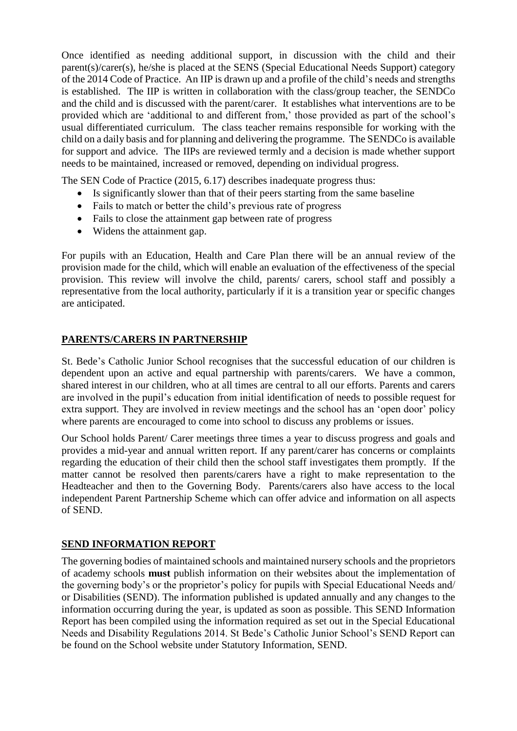Once identified as needing additional support, in discussion with the child and their parent(s)/carer(s), he/she is placed at the SENS (Special Educational Needs Support) category of the 2014 Code of Practice. An IIP is drawn up and a profile of the child's needs and strengths is established. The IIP is written in collaboration with the class/group teacher, the SENDCo and the child and is discussed with the parent/carer. It establishes what interventions are to be provided which are 'additional to and different from,' those provided as part of the school's usual differentiated curriculum. The class teacher remains responsible for working with the child on a daily basis and for planning and delivering the programme. The SENDCo is available for support and advice. The IIPs are reviewed termly and a decision is made whether support needs to be maintained, increased or removed, depending on individual progress.

The SEN Code of Practice (2015, 6.17) describes inadequate progress thus:

- Is significantly slower than that of their peers starting from the same baseline
- Fails to match or better the child's previous rate of progress
- Fails to close the attainment gap between rate of progress
- Widens the attainment gap.

For pupils with an Education, Health and Care Plan there will be an annual review of the provision made for the child, which will enable an evaluation of the effectiveness of the special provision. This review will involve the child, parents/ carers, school staff and possibly a representative from the local authority, particularly if it is a transition year or specific changes are anticipated.

## PARENTS/CARERS IN PARTNERSHIP

St. Bede's Catholic Junior School recognises that the successful education of our children is dependent upon an active and equal partnership with parents/carers. We have a common, shared interest in our children, who at all times are central to all our efforts. Parents and carers are involved in the pupil's education from initial identification of needs to possible request for extra support. They are involved in review meetings and the school has an 'open door' policy where parents are encouraged to come into school to discuss any problems or issues.

Our School holds Parent/ Carer meetings three times a year to discuss progress and goals and provides a mid-year and annual written report. If any parent/carer has concerns or complaints regarding the education of their child then the school staff investigates them promptly. If the matter cannot be resolved then parents/carers have a right to make representation to the Headteacher and then to the Governing Body. Parents/carers also have access to the local independent Parent Partnership Scheme which can offer advice and information on all aspects of SEND.

## SEND INFORMATION REPORT

The governing bodies of maintained schools and maintained nursery schools and the proprietors of academy schools **must** publish information on their websites about the implementation of the governing body's or the proprietor's policy for pupils with Special Educational Needs and/ or Disabilities (SEND). The information published is updated annually and any changes to the information occurring during the year, is updated as soon as possible. This SEND Information Report has been compiled using the information required as set out in the Special Educational Needs and Disability Regulations 2014. St Bede's Catholic Junior School's SEND Report can be found on the School website under Statutory Information, SEND.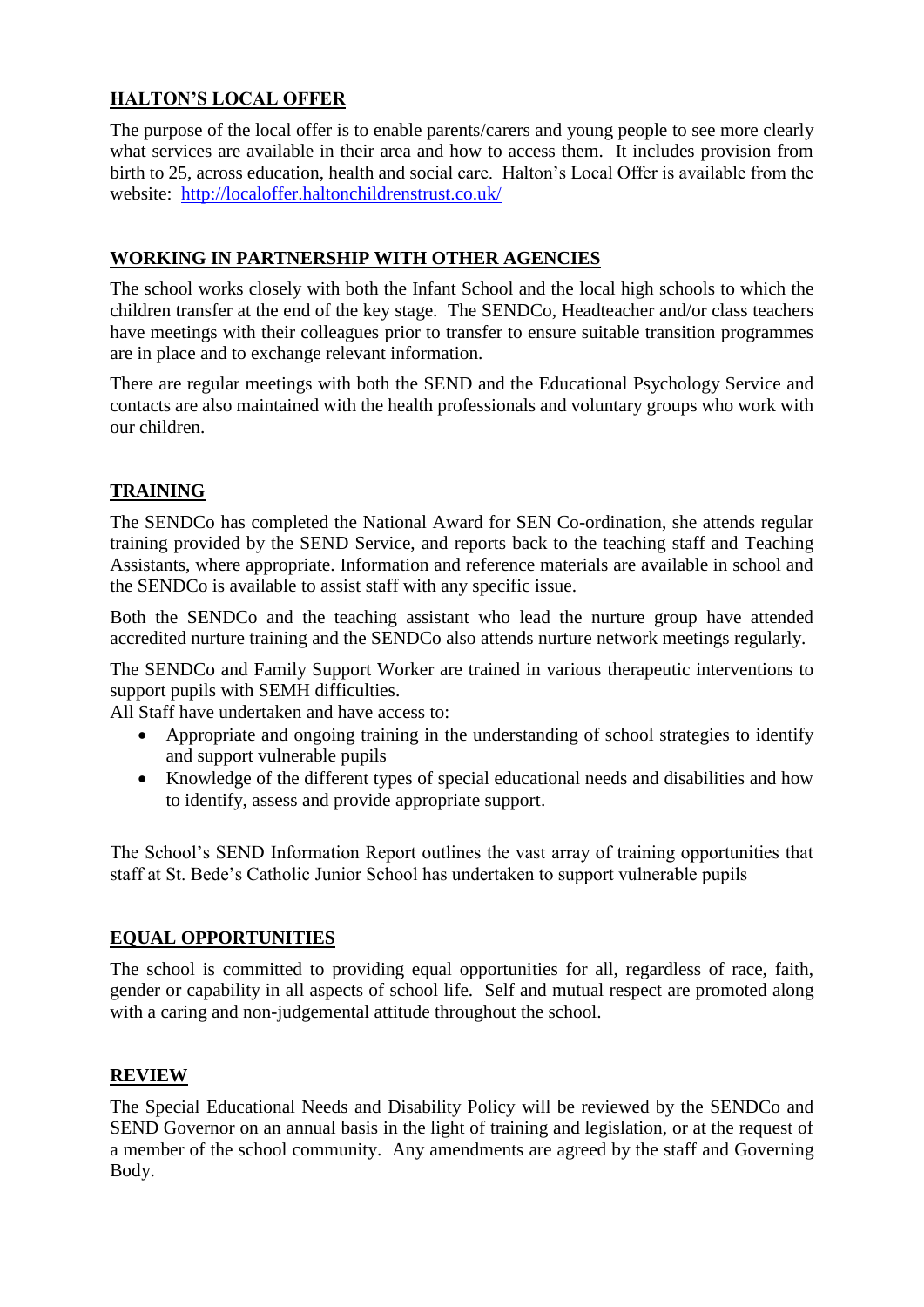## HALTON'S LOCAL OFFER

The purpose of the local offer is to enable parents/carers and young people to see more clearly what services are available in their area and how to access them. It includes provision from birth to 25, across education, health and social care. Halton's Local Offer is available from the website: http://localoffer.haltonchildrenstrust.co.uk/

## WORKING IN PARTNERSHIP WITH OTHER AGENCIES

The school works closely with both the Infant School and the local high schools to which the children transfer at the end of the key stage. The SENDCo, Headteacher and/or class teachers have meetings with their colleagues prior to transfer to ensure suitable transition programmes are in place and to exchange relevant information.

There are regular meetings with both the SEND and the Educational Psychology Service and contacts are also maintained with the health professionals and voluntary groups who work with our children.

## TRAINING

The SENDCo has completed the National Award for SEN Co-ordination, she attends regular training provided by the SEND Service, and reports back to the teaching staff and Teaching Assistants, where appropriate. Information and reference materials are available in school and the SENDCo is available to assist staff with any specific issue.

Both the SENDCo and the teaching assistant who lead the nurture group have attended accredited nurture training and the SENDCo also attends nurture network meetings regularly.

The SENDCo and Family Support Worker are trained in various therapeutic interventions to support pupils with SEMH difficulties.
All Staff have undertaken and have access to:

- Appropriate and ongoing training in the understanding of school strategies to identify and support vulnerable pupils
- Knowledge of the different types of special educational needs and disabilities and how to identify, assess and provide appropriate support.

The School's SEND Information Report outlines the vast array of training opportunities that staff at St. Bede's Catholic Junior School has undertaken to support vulnerable pupils

## EQUAL OPPORTUNITIES

The school is committed to providing equal opportunities for all, regardless of race, faith, gender or capability in all aspects of school life. Self and mutual respect are promoted along with a caring and non-judgemental attitude throughout the school.

## REVIEW

The Special Educational Needs and Disability Policy will be reviewed by the SENDCo and SEND Governor on an annual basis in the light of training and legislation, or at the request of a member of the school community. Any amendments are agreed by the staff and Governing Body.